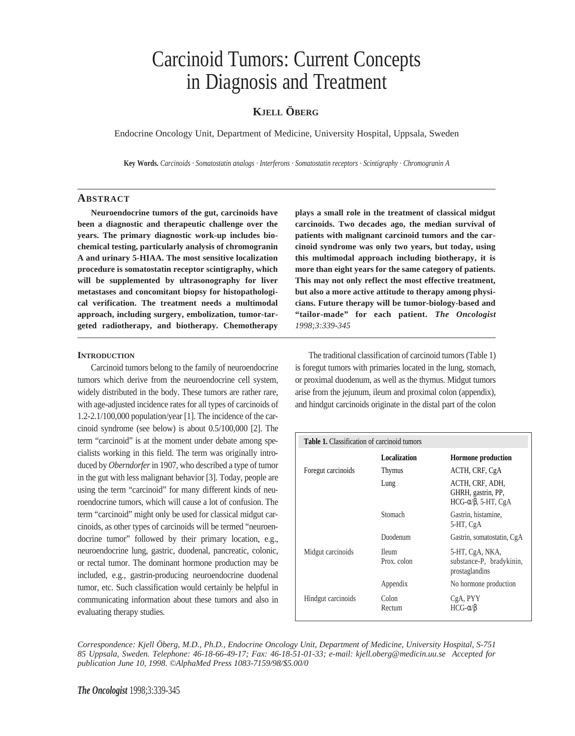# Carcinoid Tumors: Current Concepts in Diagnosis and Treatment

**Kjell Öberg**

Endocrine Oncology Unit, Department of Medicine, University Hospital, Uppsala, Sweden

**Key Words.** *Carcinoids · Somatostatin analogs · Interferons · Somatostatin receptors · Scintigraphy · Chromogranin A*

## Abstract

**Neuroendocrine tumors of the gut, carcinoids have been a diagnostic and therapeutic challenge over the years. The primary diagnostic work-up includes biochemical testing, particularly analysis of chromogranin A and urinary 5-HIAA. The most sensitive localization procedure is somatostatin receptor scintigraphy, which will be supplemented by ultrasonography for liver metastases and concomitant biopsy for histopathological verification. The treatment needs a multimodal approach, including surgery, embolization, tumor-targeted radiotherapy, and biotherapy. Chemotherapy plays a small role in the treatment of classical midgut carcinoids. Two decades ago, the median survival of patients with malignant carcinoid tumors and the carcinoid syndrome was only two years, but today, using this multimodal approach including biotherapy, it is more than eight years for the same category of patients. This may not only reflect the most effective treatment, but also a more active attitude to therapy among physicians. Future therapy will be tumor-biology-based and "tailor-made" for each patient.** ***The Oncologist 1998;3:339-345***

## Introduction

Carcinoid tumors belong to the family of neuroendocrine tumors which derive from the neuroendocrine cell system, widely distributed in the body. These tumors are rather rare, with age-adjusted incidence rates for all types of carcinoids of 1.2-2.1/100,000 population/year [1]. The incidence of the carcinoid syndrome (see below) is about 0.5/100,000 [2]. The term "carcinoid" is at the moment under debate among specialists working in this field. The term was originally introduced by *Oberndorfer* in 1907, who described a type of tumor in the gut with less malignant behavior [3]. Today, people are using the term "carcinoid" for many different kinds of neuroendocrine tumors, which will cause a lot of confusion. The term "carcinoid" might only be used for classical midgut carcinoids, as other types of carcinoids will be termed "neuroendocrine tumor" followed by their primary location, e.g., neuroendocrine lung, gastric, duodenal, pancreatic, colonic, or rectal tumor. The dominant hormone production may be included, e.g., gastrin-producing neuroendocrine duodenal tumor, etc. Such classification would certainly be helpful in communicating information about these tumors and also in evaluating therapy studies.

The traditional classification of carcinoid tumors (Table 1) is foregut tumors with primaries located in the lung, stomach, or proximal duodenum, as well as the thymus. Midgut tumors arise from the jejunum, ileum and proximal colon (appendix), and hindgut carcinoids originate in the distal part of the colon

**Table 1.** Classification of carcinoid tumors

| | Localization | Hormone production |
|---|---|---|
| Foregut carcinoids | Thymus | ACTH, CRF, CgA |
| | Lung | ACTH, CRF, ADH, GHRH, gastrin, PP, HCG-α/β, 5-HT, CgA |
| | Stomach | Gastrin, histamine, 5-HT, CgA |
| | Duodenum | Gastrin, somatostatin, CgA |
| Midgut carcinoids | Ileum<br>Prox. colon | 5-HT, CgA, NKA, substance-P, bradykinin, prostaglandins |
| | Appendix | No hormone production |
| Hindgut carcinoids | Colon<br>Rectum | CgA, PYY<br>HCG-α/β |

*Correspondence: Kjell Öberg, M.D., Ph.D., Endocrine Oncology Unit, Department of Medicine, University Hospital, S-751 85 Uppsala, Sweden. Telephone: 46-18-66-49-17; Fax: 46-18-51-01-33; e-mail: kjell.oberg@medicin.uu.se Accepted for publication June 10, 1998. ©AlphaMed Press 1083-7159/98/$5.00/0*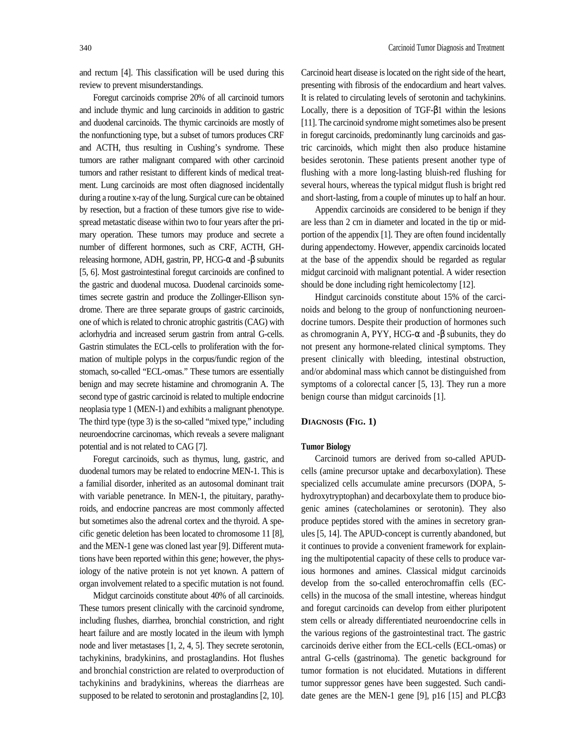and rectum [4]. This classification will be used during this review to prevent misunderstandings.

Foregut carcinoids comprise 20% of all carcinoid tumors and include thymic and lung carcinoids in addition to gastric and duodenal carcinoids. The thymic carcinoids are mostly of the nonfunctioning type, but a subset of tumors produces CRF and ACTH, thus resulting in Cushing's syndrome. These tumors are rather malignant compared with other carcinoid tumors and rather resistant to different kinds of medical treatment. Lung carcinoids are most often diagnosed incidentally during a routine x-ray of the lung. Surgical cure can be obtained by resection, but a fraction of these tumors give rise to widespread metastatic disease within two to four years after the primary operation. These tumors may produce and secrete a number of different hormones, such as CRF, ACTH, GH-releasing hormone, ADH, gastrin, PP, HCG-α and -β subunits [5, 6]. Most gastrointestinal foregut carcinoids are confined to the gastric and duodenal mucosa. Duodenal carcinoids sometimes secrete gastrin and produce the Zollinger-Ellison syndrome. There are three separate groups of gastric carcinoids, one of which is related to chronic atrophic gastritis (CAG) with aclorhydria and increased serum gastrin from antral G-cells. Gastrin stimulates the ECL-cells to proliferation with the formation of multiple polyps in the corpus/fundic region of the stomach, so-called "ECL-omas." These tumors are essentially benign and may secrete histamine and chromogranin A. The second type of gastric carcinoid is related to multiple endocrine neoplasia type 1 (MEN-1) and exhibits a malignant phenotype. The third type (type 3) is the so-called "mixed type," including neuroendocrine carcinomas, which reveals a severe malignant potential and is not related to CAG [7].

Foregut carcinoids, such as thymus, lung, gastric, and duodenal tumors may be related to endocrine MEN-1. This is a familial disorder, inherited as an autosomal dominant trait with variable penetrance. In MEN-1, the pituitary, parathyroids, and endocrine pancreas are most commonly affected but sometimes also the adrenal cortex and the thyroid. A specific genetic deletion has been located to chromosome 11 [8], and the MEN-1 gene was cloned last year [9]. Different mutations have been reported within this gene; however, the physiology of the native protein is not yet known. A pattern of organ involvement related to a specific mutation is not found.

Midgut carcinoids constitute about 40% of all carcinoids. These tumors present clinically with the carcinoid syndrome, including flushes, diarrhea, bronchial constriction, and right heart failure and are mostly located in the ileum with lymph node and liver metastases [1, 2, 4, 5]. They secrete serotonin, tachykinins, bradykinins, and prostaglandins. Hot flushes and bronchial constriction are related to overproduction of tachykinins and bradykinins, whereas the diarrheas are supposed to be related to serotonin and prostaglandins [2, 10]. Carcinoid heart disease is located on the right side of the heart, presenting with fibrosis of the endocardium and heart valves. It is related to circulating levels of serotonin and tachykinins. Locally, there is a deposition of TGF-β1 within the lesions [11]. The carcinoid syndrome might sometimes also be present in foregut carcinoids, predominantly lung carcinoids and gastric carcinoids, which might then also produce histamine besides serotonin. These patients present another type of flushing with a more long-lasting bluish-red flushing for several hours, whereas the typical midgut flush is bright red and short-lasting, from a couple of minutes up to half an hour.

Appendix carcinoids are considered to be benign if they are less than 2 cm in diameter and located in the tip or midportion of the appendix [1]. They are often found incidentally during appendectomy. However, appendix carcinoids located at the base of the appendix should be regarded as regular midgut carcinoid with malignant potential. A wider resection should be done including right hemicolectomy [12].

Hindgut carcinoids constitute about 15% of the carcinoids and belong to the group of nonfunctioning neuroendocrine tumors. Despite their production of hormones such as chromogranin A, PYY, HCG-α and -β subunits, they do not present any hormone-related clinical symptoms. They present clinically with bleeding, intestinal obstruction, and/or abdominal mass which cannot be distinguished from symptoms of a colorectal cancer [5, 13]. They run a more benign course than midgut carcinoids [1].

## Diagnosis (Fig. 1)

### Tumor Biology

Carcinoid tumors are derived from so-called APUD-cells (amine precursor uptake and decarboxylation). These specialized cells accumulate amine precursors (DOPA, 5-hydroxytryptophan) and decarboxylate them to produce biogenic amines (catecholamines or serotonin). They also produce peptides stored with the amines in secretory granules [5, 14]. The APUD-concept is currently abandoned, but it continues to provide a convenient framework for explaining the multipotential capacity of these cells to produce various hormones and amines. Classical midgut carcinoids develop from the so-called enterochromaffin cells (EC-cells) in the mucosa of the small intestine, whereas hindgut and foregut carcinoids can develop from either pluripotent stem cells or already differentiated neuroendocrine cells in the various regions of the gastrointestinal tract. The gastric carcinoids derive either from the ECL-cells (ECL-omas) or antral G-cells (gastrinoma). The genetic background for tumor formation is not elucidated. Mutations in different tumor suppressor genes have been suggested. Such candidate genes are the MEN-1 gene [9], p16 [15] and PLCβ3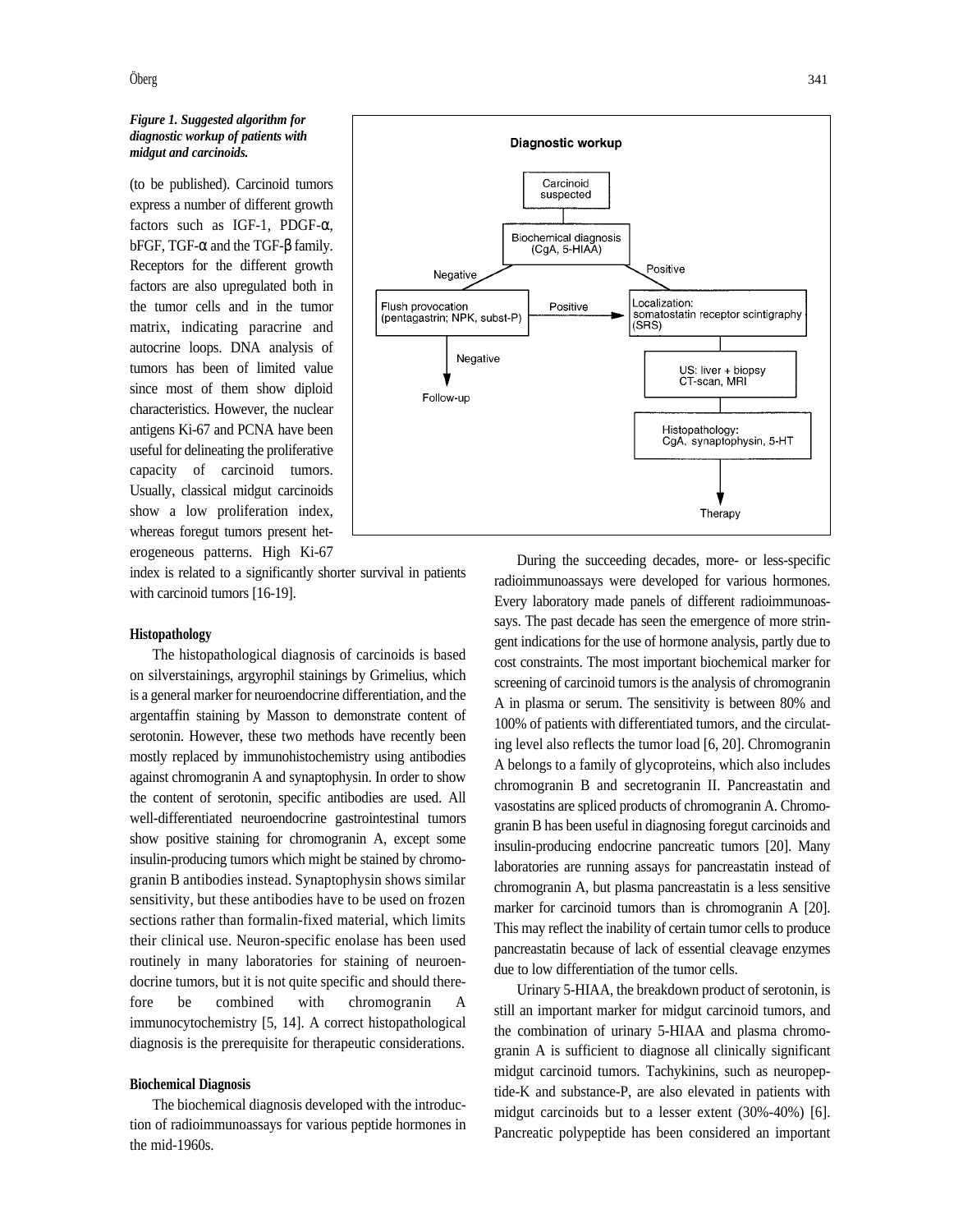*Figure 1. Suggested algorithm for diagnostic workup of patients with midgut and carcinoids.*

Diagnostic workup

Carcinoid suspected

Biochemical diagnosis (CgA, 5-HIAA)

Negative

Positive

Flush provocation (pentagastrin; NPK, subst-P)

Positive

Localization: somatostatin receptor scintigraphy (SRS)

Negative

Follow-up

US: liver + biopsy CT-scan, MRI

Histopathology: CgA, synaptophysin, 5-HT

Therapy

(to be published). Carcinoid tumors express a number of different growth factors such as IGF-1, PDGF-α, bFGF, TGF-α and the TGF-β family. Receptors for the different growth factors are also upregulated both in the tumor cells and in the tumor matrix, indicating paracrine and autocrine loops. DNA analysis of tumors has been of limited value since most of them show diploid characteristics. However, the nuclear antigens Ki-67 and PCNA have been useful for delineating the proliferative capacity of carcinoid tumors. Usually, classical midgut carcinoids show a low proliferation index, whereas foregut tumors present heterogeneous patterns. High Ki-67 index is related to a significantly shorter survival in patients with carcinoid tumors [16-19].

### Histopathology

The histopathological diagnosis of carcinoids is based on silverstainings, argyrophil stainings by Grimelius, which is a general marker for neuroendocrine differentiation, and the argentaffin staining by Masson to demonstrate content of serotonin. However, these two methods have recently been mostly replaced by immunohistochemistry using antibodies against chromogranin A and synaptophysin. In order to show the content of serotonin, specific antibodies are used. All well-differentiated neuroendocrine gastrointestinal tumors show positive staining for chromogranin A, except some insulin-producing tumors which might be stained by chromogranin B antibodies instead. Synaptophysin shows similar sensitivity, but these antibodies have to be used on frozen sections rather than formalin-fixed material, which limits their clinical use. Neuron-specific enolase has been used routinely in many laboratories for staining of neuroendocrine tumors, but it is not quite specific and should therefore be combined with chromogranin A immunocytochemistry [5, 14]. A correct histopathological diagnosis is the prerequisite for therapeutic considerations.

### Biochemical Diagnosis

The biochemical diagnosis developed with the introduction of radioimmunoassays for various peptide hormones in the mid-1960s.

During the succeeding decades, more- or less-specific radioimmunoassays were developed for various hormones. Every laboratory made panels of different radioimmunoassays. The past decade has seen the emergence of more stringent indications for the use of hormone analysis, partly due to cost constraints. The most important biochemical marker for screening of carcinoid tumors is the analysis of chromogranin A in plasma or serum. The sensitivity is between 80% and 100% of patients with differentiated tumors, and the circulating level also reflects the tumor load [6, 20]. Chromogranin A belongs to a family of glycoproteins, which also includes chromogranin B and secretogranin II. Pancreastatin and vasostatins are spliced products of chromogranin A. Chromogranin B has been useful in diagnosing foregut carcinoids and insulin-producing endocrine pancreatic tumors [20]. Many laboratories are running assays for pancreastatin instead of chromogranin A, but plasma pancreastatin is a less sensitive marker for carcinoid tumors than is chromogranin A [20]. This may reflect the inability of certain tumor cells to produce pancreastatin because of lack of essential cleavage enzymes due to low differentiation of the tumor cells.

Urinary 5-HIAA, the breakdown product of serotonin, is still an important marker for midgut carcinoid tumors, and the combination of urinary 5-HIAA and plasma chromogranin A is sufficient to diagnose all clinically significant midgut carcinoid tumors. Tachykinins, such as neuropeptide-K and substance-P, are also elevated in patients with midgut carcinoids but to a lesser extent (30%-40%) [6]. Pancreatic polypeptide has been considered an important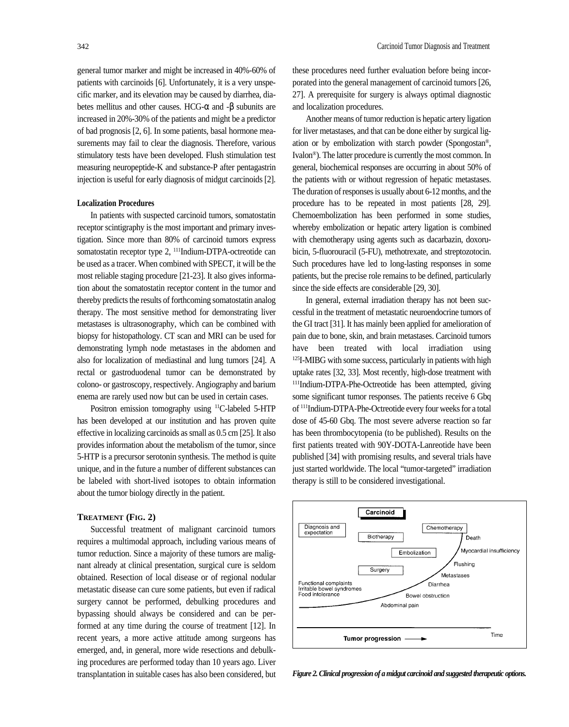general tumor marker and might be increased in 40%-60% of patients with carcinoids [6]. Unfortunately, it is a very unspecific marker, and its elevation may be caused by diarrhea, diabetes mellitus and other causes. HCG-α and -β subunits are increased in 20%-30% of the patients and might be a predictor of bad prognosis [2, 6]. In some patients, basal hormone measurements may fail to clear the diagnosis. Therefore, various stimulatory tests have been developed. Flush stimulation test measuring neuropeptide-K and substance-P after pentagastrin injection is useful for early diagnosis of midgut carcinoids [2].

### Localization Procedures

In patients with suspected carcinoid tumors, somatostatin receptor scintigraphy is the most important and primary investigation. Since more than 80% of carcinoid tumors express somatostatin receptor type 2, $^{111}$Indium-DTPA-octreotide can be used as a tracer. When combined with SPECT, it will be the most reliable staging procedure [21-23]. It also gives information about the somatostatin receptor content in the tumor and thereby predicts the results of forthcoming somatostatin analog therapy. The most sensitive method for demonstrating liver metastases is ultrasonography, which can be combined with biopsy for histopathology. CT scan and MRI can be used for demonstrating lymph node metastases in the abdomen and also for localization of mediastinal and lung tumors [24]. A rectal or gastroduodenal tumor can be demonstrated by colono- or gastroscopy, respectively. Angiography and barium enema are rarely used now but can be used in certain cases.

Positron emission tomography using $^{11}$C-labeled 5-HTP has been developed at our institution and has proven quite effective in localizing carcinoids as small as 0.5 cm [25]. It also provides information about the metabolism of the tumor, since 5-HTP is a precursor serotonin synthesis. The method is quite unique, and in the future a number of different substances can be labeled with short-lived isotopes to obtain information about the tumor biology directly in the patient.

## TREATMENT (FIG. 2)

Successful treatment of malignant carcinoid tumors requires a multimodal approach, including various means of tumor reduction. Since a majority of these tumors are malignant already at clinical presentation, surgical cure is seldom obtained. Resection of local disease or of regional nodular metastatic disease can cure some patients, but even if radical surgery cannot be performed, debulking procedures and bypassing should always be considered and can be performed at any time during the course of treatment [12]. In recent years, a more active attitude among surgeons has emerged, and, in general, more wide resections and debulking procedures are performed today than 10 years ago. Liver transplantation in suitable cases has also been considered, but these procedures need further evaluation before being incorporated into the general management of carcinoid tumors [26, 27]. A prerequisite for surgery is always optimal diagnostic and localization procedures.

Another means of tumor reduction is hepatic artery ligation for liver metastases, and that can be done either by surgical ligation or by embolization with starch powder (Spongostan®, Ivalon®). The latter procedure is currently the most common. In general, biochemical responses are occurring in about 50% of the patients with or without regression of hepatic metastases. The duration of responses is usually about 6-12 months, and the procedure has to be repeated in most patients [28, 29]. Chemoembolization has been performed in some studies, whereby embolization or hepatic artery ligation is combined with chemotherapy using agents such as dacarbazin, doxorubicin, 5-fluorouracil (5-FU), methotrexate, and streptozotocin. Such procedures have led to long-lasting responses in some patients, but the precise role remains to be defined, particularly since the side effects are considerable [29, 30].

In general, external irradiation therapy has not been successful in the treatment of metastatic neuroendocrine tumors of the GI tract [31]. It has mainly been applied for amelioration of pain due to bone, skin, and brain metastases. Carcinoid tumors have been treated with local irradiation using $^{125}$I-MIBG with some success, particularly in patients with high uptake rates [32, 33]. Most recently, high-dose treatment with $^{111}$Indium-DTPA-Phe-Octreotide has been attempted, giving some significant tumor responses. The patients receive 6 Gbq of $^{111}$Indium-DTPA-Phe-Octreotide every four weeks for a total dose of 45-60 Gbq. The most severe adverse reaction so far has been thrombocytopenia (to be published). Results on the first patients treated with 90Y-DOTA-Lanreotide have been published [34] with promising results, and several trials have just started worldwide. The local "tumor-targeted" irradiation therapy is still to be considered investigational.

Carcinoid

Diagnosis and expectation

Biotherapy

Chemotherapy

Embolization

Surgery

Death

Myocardial insufficiency

Flushing

Metastases

Diarrhea

Bowel obstruction

Abdominal pain

Functional complaints
Irritable bowel syndromes
Food intolerance

Tumor progression

Time

*Figure 2. Clinical progression of a midgut carcinoid and suggested therapeutic options.*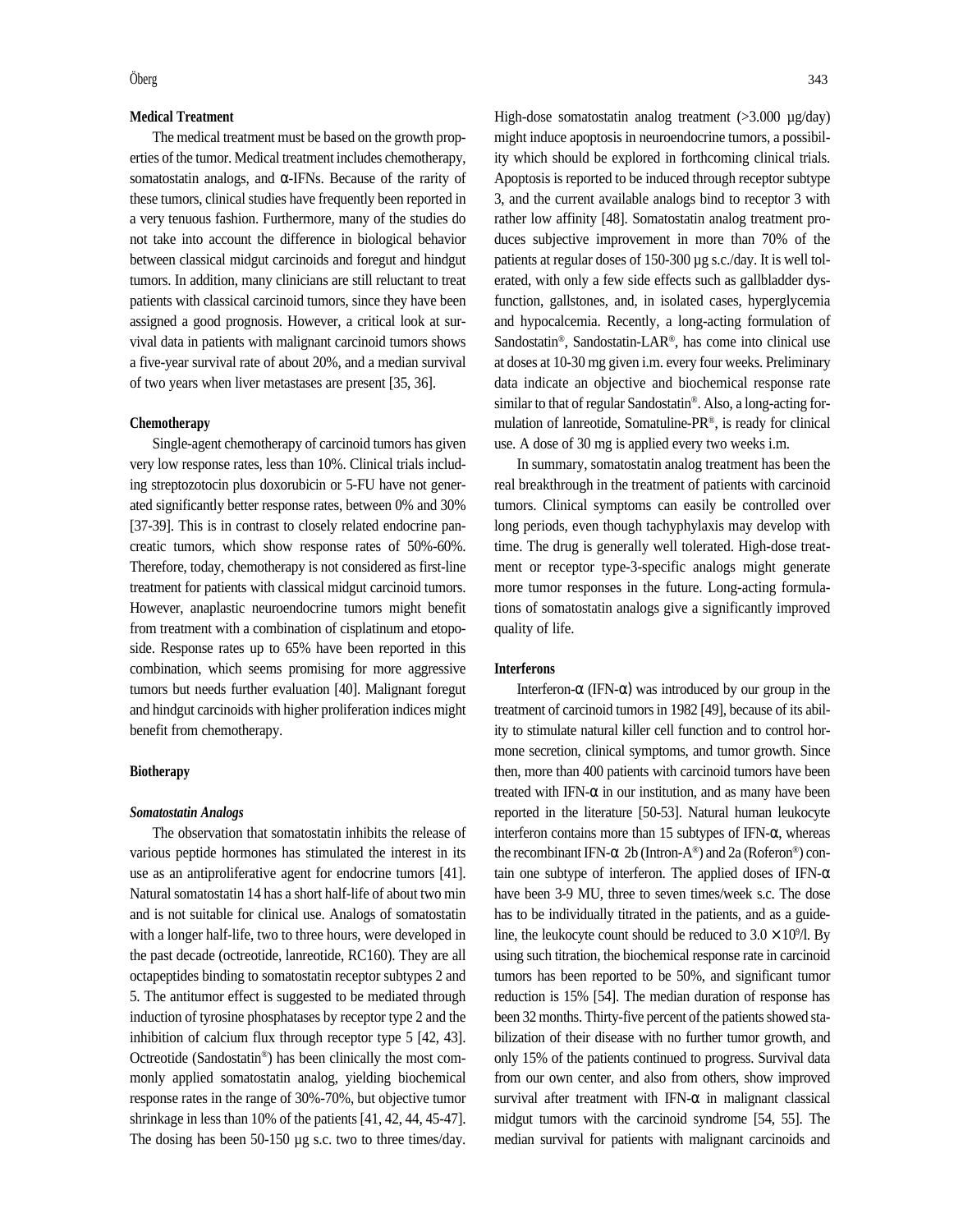## Medical Treatment

The medical treatment must be based on the growth properties of the tumor. Medical treatment includes chemotherapy, somatostatin analogs, and α-IFNs. Because of the rarity of these tumors, clinical studies have frequently been reported in a very tenuous fashion. Furthermore, many of the studies do not take into account the difference in biological behavior between classical midgut carcinoids and foregut and hindgut tumors. In addition, many clinicians are still reluctant to treat patients with classical carcinoid tumors, since they have been assigned a good prognosis. However, a critical look at survival data in patients with malignant carcinoid tumors shows a five-year survival rate of about 20%, and a median survival of two years when liver metastases are present [35, 36].

### Chemotherapy

Single-agent chemotherapy of carcinoid tumors has given very low response rates, less than 10%. Clinical trials including streptozotocin plus doxorubicin or 5-FU have not generated significantly better response rates, between 0% and 30% [37-39]. This is in contrast to closely related endocrine pancreatic tumors, which show response rates of 50%-60%. Therefore, today, chemotherapy is not considered as first-line treatment for patients with classical midgut carcinoid tumors. However, anaplastic neuroendocrine tumors might benefit from treatment with a combination of cisplatinum and etoposide. Response rates up to 65% have been reported in this combination, which seems promising for more aggressive tumors but needs further evaluation [40]. Malignant foregut and hindgut carcinoids with higher proliferation indices might benefit from chemotherapy.

### Biotherapy

#### *Somatostatin Analogs*

The observation that somatostatin inhibits the release of various peptide hormones has stimulated the interest in its use as an antiproliferative agent for endocrine tumors [41]. Natural somatostatin 14 has a short half-life of about two min and is not suitable for clinical use. Analogs of somatostatin with a longer half-life, two to three hours, were developed in the past decade (octreotide, lanreotide, RC160). They are all octapeptides binding to somatostatin receptor subtypes 2 and 5. The antitumor effect is suggested to be mediated through induction of tyrosine phosphatases by receptor type 2 and the inhibition of calcium flux through receptor type 5 [42, 43]. Octreotide (Sandostatin®) has been clinically the most commonly applied somatostatin analog, yielding biochemical response rates in the range of 30%-70%, but objective tumor shrinkage in less than 10% of the patients [41, 42, 44, 45-47]. The dosing has been 50-150 µg s.c. two to three times/day. High-dose somatostatin analog treatment (>3.000 µg/day) might induce apoptosis in neuroendocrine tumors, a possibility which should be explored in forthcoming clinical trials. Apoptosis is reported to be induced through receptor subtype 3, and the current available analogs bind to receptor 3 with rather low affinity [48]. Somatostatin analog treatment produces subjective improvement in more than 70% of the patients at regular doses of 150-300 µg s.c./day. It is well tolerated, with only a few side effects such as gallbladder dysfunction, gallstones, and, in isolated cases, hyperglycemia and hypocalcemia. Recently, a long-acting formulation of Sandostatin®, Sandostatin-LAR®, has come into clinical use at doses at 10-30 mg given i.m. every four weeks. Preliminary data indicate an objective and biochemical response rate similar to that of regular Sandostatin®. Also, a long-acting formulation of lanreotide, Somatuline-PR®, is ready for clinical use. A dose of 30 mg is applied every two weeks i.m.

In summary, somatostatin analog treatment has been the real breakthrough in the treatment of patients with carcinoid tumors. Clinical symptoms can easily be controlled over long periods, even though tachyphylaxis may develop with time. The drug is generally well tolerated. High-dose treatment or receptor type-3-specific analogs might generate more tumor responses in the future. Long-acting formulations of somatostatin analogs give a significantly improved quality of life.

### Interferons

Interferon-α (IFN-α) was introduced by our group in the treatment of carcinoid tumors in 1982 [49], because of its ability to stimulate natural killer cell function and to control hormone secretion, clinical symptoms, and tumor growth. Since then, more than 400 patients with carcinoid tumors have been treated with IFN-α in our institution, and as many have been reported in the literature [50-53]. Natural human leukocyte interferon contains more than 15 subtypes of IFN-α, whereas the recombinant IFN-α 2b (Intron-A®) and 2a (Roferon®) contain one subtype of interferon. The applied doses of IFN-α have been 3-9 MU, three to seven times/week s.c. The dose has to be individually titrated in the patients, and as a guideline, the leukocyte count should be reduced to $3.0 \times 10^9$/l. By using such titration, the biochemical response rate in carcinoid tumors has been reported to be 50%, and significant tumor reduction is 15% [54]. The median duration of response has been 32 months. Thirty-five percent of the patients showed stabilization of their disease with no further tumor growth, and only 15% of the patients continued to progress. Survival data from our own center, and also from others, show improved survival after treatment with IFN-α in malignant classical midgut tumors with the carcinoid syndrome [54, 55]. The median survival for patients with malignant carcinoids and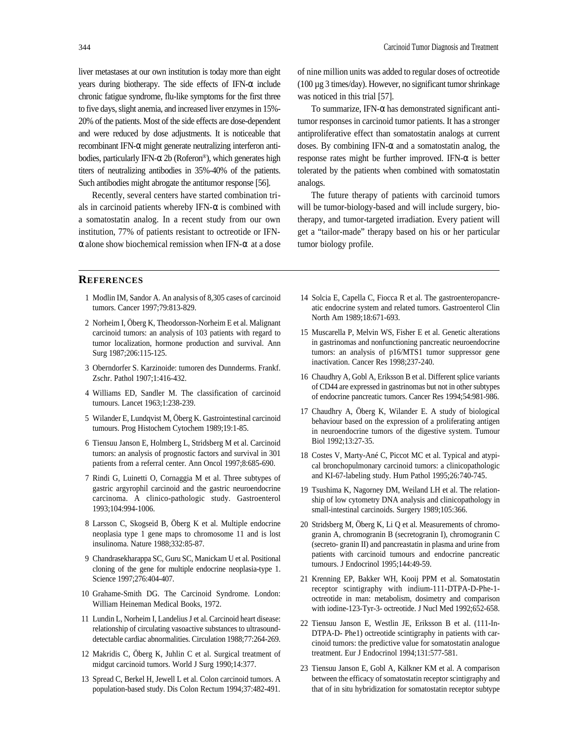liver metastases at our own institution is today more than eight years during biotherapy. The side effects of IFN-α include chronic fatigue syndrome, flu-like symptoms for the first three to five days, slight anemia, and increased liver enzymes in 15%-20% of the patients. Most of the side effects are dose-dependent and were reduced by dose adjustments. It is noticeable that recombinant IFN-α might generate neutralizing interferon antibodies, particularly IFN-α 2b (Roferon®), which generates high titers of neutralizing antibodies in 35%-40% of the patients. Such antibodies might abrogate the antitumor response [56].

Recently, several centers have started combination trials in carcinoid patients whereby IFN-α is combined with a somatostatin analog. In a recent study from our own institution, 77% of patients resistant to octreotide or IFN-α alone show biochemical remission when IFN-α at a dose of nine million units was added to regular doses of octreotide (100 µg 3 times/day). However, no significant tumor shrinkage was noticed in this trial [57].

To summarize, IFN-α has demonstrated significant antitumor responses in carcinoid tumor patients. It has a stronger antiproliferative effect than somatostatin analogs at current doses. By combining IFN-α and a somatostatin analog, the response rates might be further improved. IFN-α is better tolerated by the patients when combined with somatostatin analogs.

The future therapy of patients with carcinoid tumors will be tumor-biology-based and will include surgery, biotherapy, and tumor-targeted irradiation. Every patient will get a "tailor-made" therapy based on his or her particular tumor biology profile.

## References

1 Modlin IM, Sandor A. An analysis of 8,305 cases of carcinoid tumors. Cancer 1997;79:813-829.

2 Norheim I, Öberg K, Theodorsson-Norheim E et al. Malignant carcinoid tumors: an analysis of 103 patients with regard to tumor localization, hormone production and survival. Ann Surg 1987;206:115-125.

3 Oberndorfer S. Karzinoide: tumoren des Dunnderms. Frankf. Zschr. Pathol 1907;1:416-432.

4 Williams ED, Sandler M. The classification of carcinoid tumours. Lancet 1963;1:238-239.

5 Wilander E, Lundqvist M, Öberg K. Gastrointestinal carcinoid tumours. Prog Histochem Cytochem 1989;19:1-85.

6 Tiensuu Janson E, Holmberg L, Stridsberg M et al. Carcinoid tumors: an analysis of prognostic factors and survival in 301 patients from a referral center. Ann Oncol 1997;8:685-690.

7 Rindi G, Luinetti O, Cornaggia M et al. Three subtypes of gastric argyrophil carcinoid and the gastric neuroendocrine carcinoma. A clinico-pathologic study. Gastroenterol 1993;104:994-1006.

8 Larsson C, Skogseid B, Öberg K et al. Multiple endocrine neoplasia type 1 gene maps to chromosome 11 and is lost insulinoma. Nature 1988;332:85-87.

9 Chandrasekharappa SC, Guru SC, Manickam U et al. Positional cloning of the gene for multiple endocrine neoplasia-type 1. Science 1997;276:404-407.

10 Grahame-Smith DG. The Carcinoid Syndrome. London: William Heineman Medical Books, 1972.

11 Lundin L, Norheim I, Landelius J et al. Carcinoid heart disease: relationship of circulating vasoactive substances to ultrasound-detectable cardiac abnormalities. Circulation 1988;77:264-269.

12 Makridis C, Öberg K, Juhlin C et al. Surgical treatment of midgut carcinoid tumors. World J Surg 1990;14:377.

13 Spread C, Berkel H, Jewell L et al. Colon carcinoid tumors. A population-based study. Dis Colon Rectum 1994;37:482-491.

14 Solcia E, Capella C, Fiocca R et al. The gastroenteropancreatic endocrine system and related tumors. Gastroenterol Clin North Am 1989;18:671-693.

15 Muscarella P, Melvin WS, Fisher E et al. Genetic alterations in gastrinomas and nonfunctioning pancreatic neuroendocrine tumors: an analysis of p16/MTS1 tumor suppressor gene inactivation. Cancer Res 1998;237-240.

16 Chaudhry A, Gobl A, Eriksson B et al. Different splice variants of CD44 are expressed in gastrinomas but not in other subtypes of endocrine pancreatic tumors. Cancer Res 1994;54:981-986.

17 Chaudhry A, Öberg K, Wilander E. A study of biological behaviour based on the expression of a proliferating antigen in neuroendocrine tumors of the digestive system. Tumour Biol 1992;13:27-35.

18 Costes V, Marty-Ané C, Piccot MC et al. Typical and atypical bronchopulmonary carcinoid tumors: a clinicopathologic and KI-67-labeling study. Hum Pathol 1995;26:740-745.

19 Tsushima K, Nagorney DM, Weiland LH et al. The relationship of low cytometry DNA analysis and clinicopathology in small-intestinal carcinoids. Surgery 1989;105:366.

20 Stridsberg M, Öberg K, Li Q et al. Measurements of chromogranin A, chromogranin B (secretogranin I), chromogranin C (secreto- granin II) and pancreastatin in plasma and urine from patients with carcinoid tumours and endocrine pancreatic tumours. J Endocrinol 1995;144:49-59.

21 Krenning EP, Bakker WH, Kooij PPM et al. Somatostatin receptor scintigraphy with indium-111-DTPA-D-Phe-1-octreotide in man: metabolism, dosimetry and comparison with iodine-123-Tyr-3- octreotide. J Nucl Med 1992;652-658.

22 Tiensuu Janson E, Westlin JE, Eriksson B et al. (111-In-DTPA-D- Phe1) octreotide scintigraphy in patients with carcinoid tumors: the predictive value for somatostatin analogue treatment. Eur J Endocrinol 1994;131:577-581.

23 Tiensuu Janson E, Gobl A, Kälkner KM et al. A comparison between the efficacy of somatostatin receptor scintigraphy and that of in situ hybridization for somatostatin receptor subtype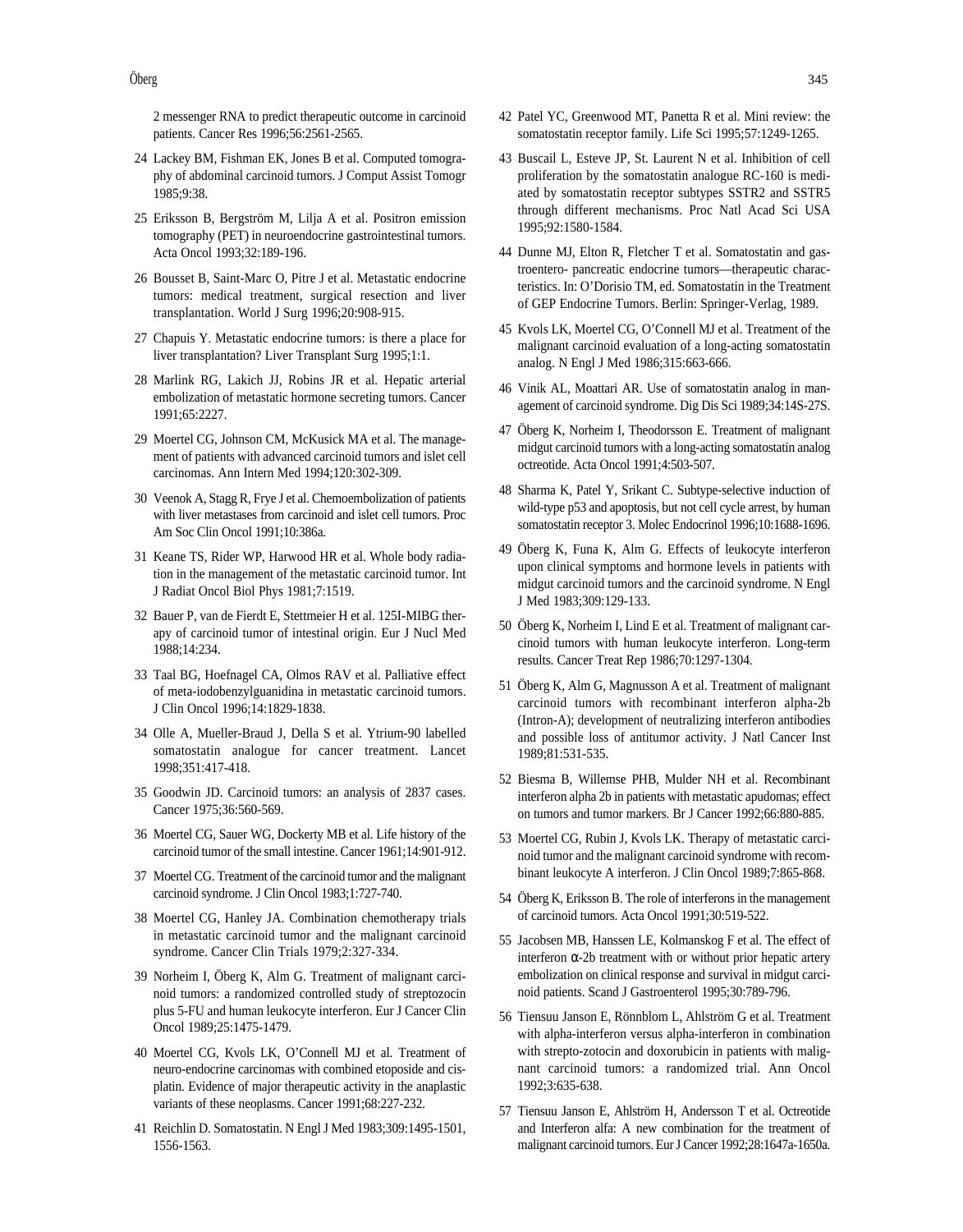2 messenger RNA to predict therapeutic outcome in carcinoid patients. Cancer Res 1996;56:2561-2565.

24 Lackey BM, Fishman EK, Jones B et al. Computed tomography of abdominal carcinoid tumors. J Comput Assist Tomogr 1985;9:38.

25 Eriksson B, Bergström M, Lilja A et al. Positron emission tomography (PET) in neuroendocrine gastrointestinal tumors. Acta Oncol 1993;32:189-196.

26 Bousset B, Saint-Marc O, Pitre J et al. Metastatic endocrine tumors: medical treatment, surgical resection and liver transplantation. World J Surg 1996;20:908-915.

27 Chapuis Y. Metastatic endocrine tumors: is there a place for liver transplantation? Liver Transplant Surg 1995;1:1.

28 Marlink RG, Lakich JJ, Robins JR et al. Hepatic arterial embolization of metastatic hormone secreting tumors. Cancer 1991;65:2227.

29 Moertel CG, Johnson CM, McKusick MA et al. The management of patients with advanced carcinoid tumors and islet cell carcinomas. Ann Intern Med 1994;120:302-309.

30 Veenok A, Stagg R, Frye J et al. Chemoembolization of patients with liver metastases from carcinoid and islet cell tumors. Proc Am Soc Clin Oncol 1991;10:386a.

31 Keane TS, Rider WP, Harwood HR et al. Whole body radiation in the management of the metastatic carcinoid tumor. Int J Radiat Oncol Biol Phys 1981;7:1519.

32 Bauer P, van de Fierdt E, Stettmeier H et al. 125I-MIBG therapy of carcinoid tumor of intestinal origin. Eur J Nucl Med 1988;14:234.

33 Taal BG, Hoefnagel CA, Olmos RAV et al. Palliative effect of meta-iodobenzylguanidina in metastatic carcinoid tumors. J Clin Oncol 1996;14:1829-1838.

34 Olle A, Mueller-Braud J, Della S et al. Ytrium-90 labelled somatostatin analogue for cancer treatment. Lancet 1998;351:417-418.

35 Goodwin JD. Carcinoid tumors: an analysis of 2837 cases. Cancer 1975;36:560-569.

36 Moertel CG, Sauer WG, Dockerty MB et al. Life history of the carcinoid tumor of the small intestine. Cancer 1961;14:901-912.

37 Moertel CG. Treatment of the carcinoid tumor and the malignant carcinoid syndrome. J Clin Oncol 1983;1:727-740.

38 Moertel CG, Hanley JA. Combination chemotherapy trials in metastatic carcinoid tumor and the malignant carcinoid syndrome. Cancer Clin Trials 1979;2:327-334.

39 Norheim I, Öberg K, Alm G. Treatment of malignant carcinoid tumors: a randomized controlled study of streptozocin plus 5-FU and human leukocyte interferon. Eur J Cancer Clin Oncol 1989;25:1475-1479.

40 Moertel CG, Kvols LK, O'Connell MJ et al. Treatment of neuro-endocrine carcinomas with combined etoposide and cisplatin. Evidence of major therapeutic activity in the anaplastic variants of these neoplasms. Cancer 1991;68:227-232.

41 Reichlin D. Somatostatin. N Engl J Med 1983;309:1495-1501, 1556-1563.

42 Patel YC, Greenwood MT, Panetta R et al. Mini review: the somatostatin receptor family. Life Sci 1995;57:1249-1265.

43 Buscail L, Esteve JP, St. Laurent N et al. Inhibition of cell proliferation by the somatostatin analogue RC-160 is mediated by somatostatin receptor subtypes SSTR2 and SSTR5 through different mechanisms. Proc Natl Acad Sci USA 1995;92:1580-1584.

44 Dunne MJ, Elton R, Fletcher T et al. Somatostatin and gastroentero- pancreatic endocrine tumors—therapeutic characteristics. In: O'Dorisio TM, ed. Somatostatin in the Treatment of GEP Endocrine Tumors. Berlin: Springer-Verlag, 1989.

45 Kvols LK, Moertel CG, O'Connell MJ et al. Treatment of the malignant carcinoid evaluation of a long-acting somatostatin analog. N Engl J Med 1986;315:663-666.

46 Vinik AL, Moattari AR. Use of somatostatin analog in management of carcinoid syndrome. Dig Dis Sci 1989;34:14S-27S.

47 Öberg K, Norheim I, Theodorsson E. Treatment of malignant midgut carcinoid tumors with a long-acting somatostatin analog octreotide. Acta Oncol 1991;4:503-507.

48 Sharma K, Patel Y, Srikant C. Subtype-selective induction of wild-type p53 and apoptosis, but not cell cycle arrest, by human somatostatin receptor 3. Molec Endocrinol 1996;10:1688-1696.

49 Öberg K, Funa K, Alm G. Effects of leukocyte interferon upon clinical symptoms and hormone levels in patients with midgut carcinoid tumors and the carcinoid syndrome. N Engl J Med 1983;309:129-133.

50 Öberg K, Norheim I, Lind E et al. Treatment of malignant carcinoid tumors with human leukocyte interferon. Long-term results. Cancer Treat Rep 1986;70:1297-1304.

51 Öberg K, Alm G, Magnusson A et al. Treatment of malignant carcinoid tumors with recombinant interferon alpha-2b (Intron-A); development of neutralizing interferon antibodies and possible loss of antitumor activity. J Natl Cancer Inst 1989;81:531-535.

52 Biesma B, Willemse PHB, Mulder NH et al. Recombinant interferon alpha 2b in patients with metastatic apudomas; effect on tumors and tumor markers. Br J Cancer 1992;66:880-885.

53 Moertel CG, Rubin J, Kvols LK. Therapy of metastatic carcinoid tumor and the malignant carcinoid syndrome with recombinant leukocyte A interferon. J Clin Oncol 1989;7:865-868.

54 Öberg K, Eriksson B. The role of interferons in the management of carcinoid tumors. Acta Oncol 1991;30:519-522.

55 Jacobsen MB, Hanssen LE, Kolmanskog F et al. The effect of interferon α-2b treatment with or without prior hepatic artery embolization on clinical response and survival in midgut carcinoid patients. Scand J Gastroenterol 1995;30:789-796.

56 Tiensuu Janson E, Rönnblom L, Ahlström G et al. Treatment with alpha-interferon versus alpha-interferon in combination with strepto-zotocin and doxorubicin in patients with malignant carcinoid tumors: a randomized trial. Ann Oncol 1992;3:635-638.

57 Tiensuu Janson E, Ahlström H, Andersson T et al. Octreotide and Interferon alfa: A new combination for the treatment of malignant carcinoid tumors. Eur J Cancer 1992;28:1647a-1650a.